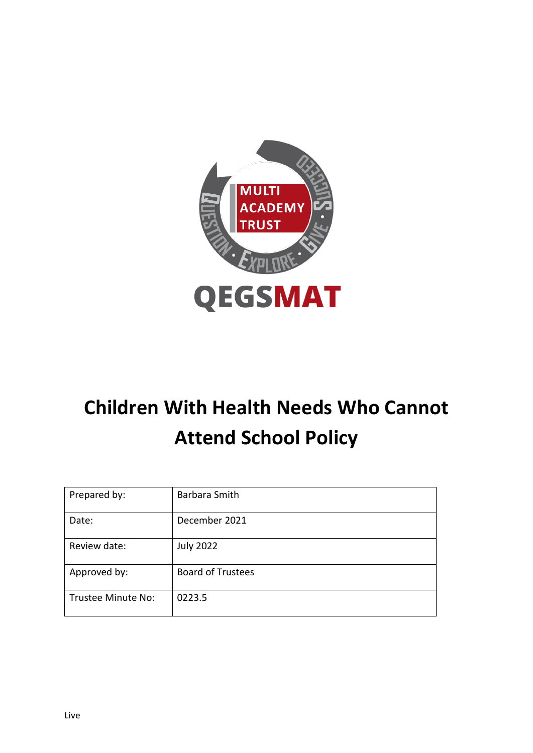MULTI ACADEMY TRUST

QUESTION · EXPLORE · GIVE · SUCCEED

QEGSMAT

# Children With Health Needs Who Cannot Attend School Policy

| Prepared by: | Barbara Smith |
|---|---|
| Date: | December 2021 |
| Review date: | July 2022 |
| Approved by: | Board of Trustees |
| Trustee Minute No: | 0223.5 |

Live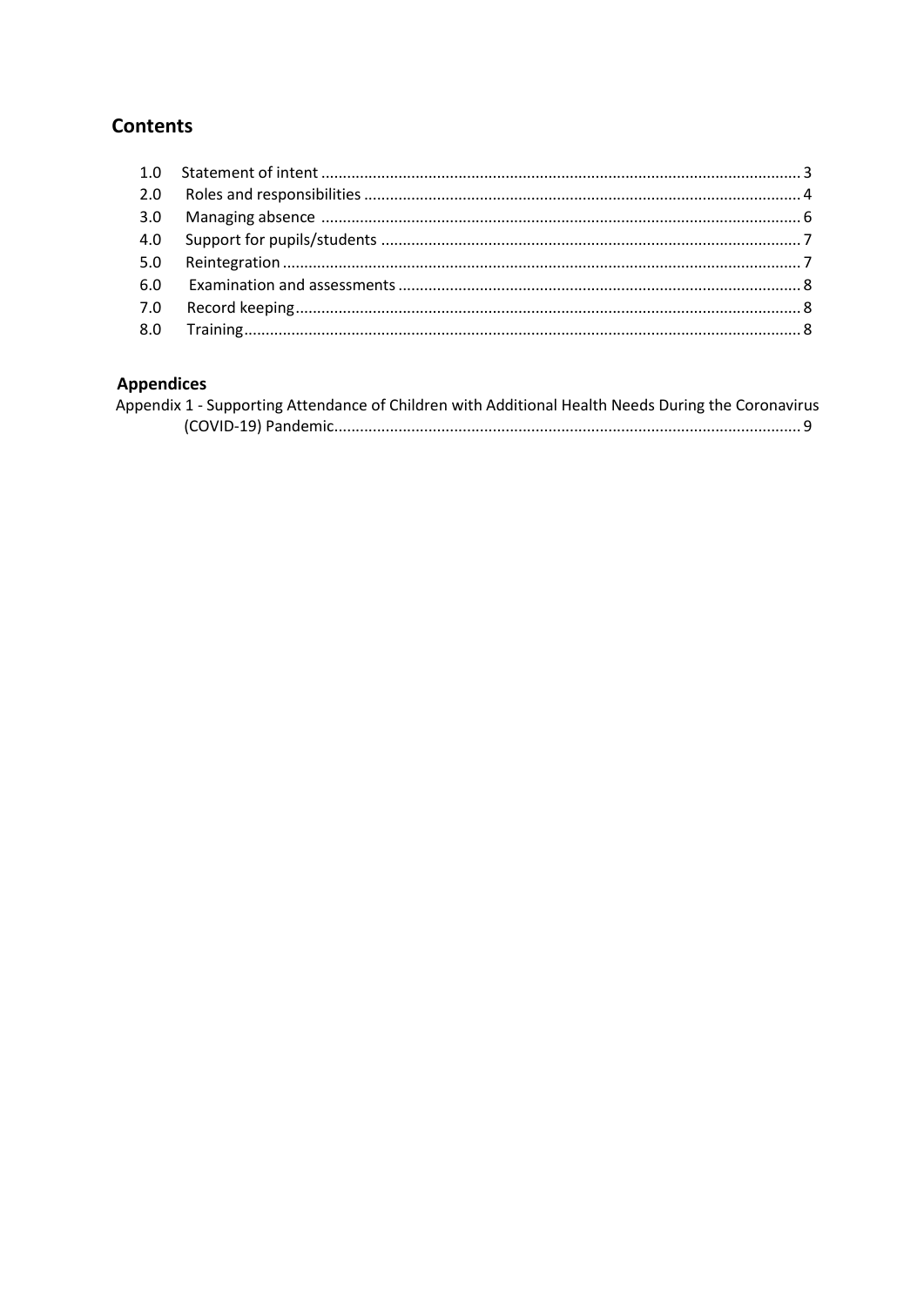## Contents

1.0 Statement of intent ..... 3
2.0 Roles and responsibilities ..... 4
3.0 Managing absence ..... 6
4.0 Support for pupils/students ..... 7
5.0 Reintegration ..... 7
6.0 Examination and assessments ..... 8
7.0 Record keeping ..... 8
8.0 Training ..... 8

### Appendices

Appendix 1 - Supporting Attendance of Children with Additional Health Needs During the Coronavirus (COVID-19) Pandemic ..... 9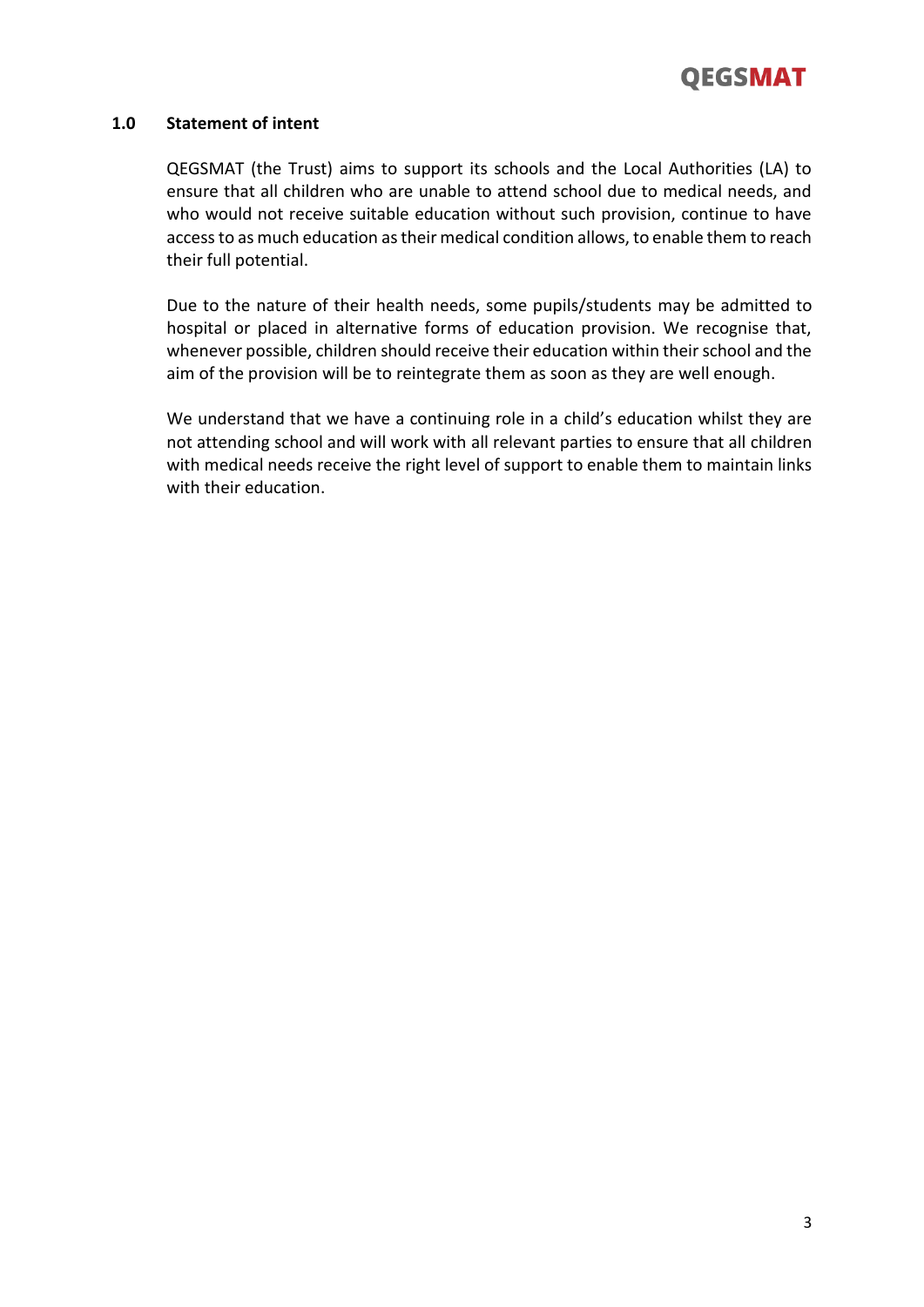## 1.0 Statement of intent

QEGSMAT (the Trust) aims to support its schools and the Local Authorities (LA) to ensure that all children who are unable to attend school due to medical needs, and who would not receive suitable education without such provision, continue to have access to as much education as their medical condition allows, to enable them to reach their full potential.

Due to the nature of their health needs, some pupils/students may be admitted to hospital or placed in alternative forms of education provision. We recognise that, whenever possible, children should receive their education within their school and the aim of the provision will be to reintegrate them as soon as they are well enough.

We understand that we have a continuing role in a child's education whilst they are not attending school and will work with all relevant parties to ensure that all children with medical needs receive the right level of support to enable them to maintain links with their education.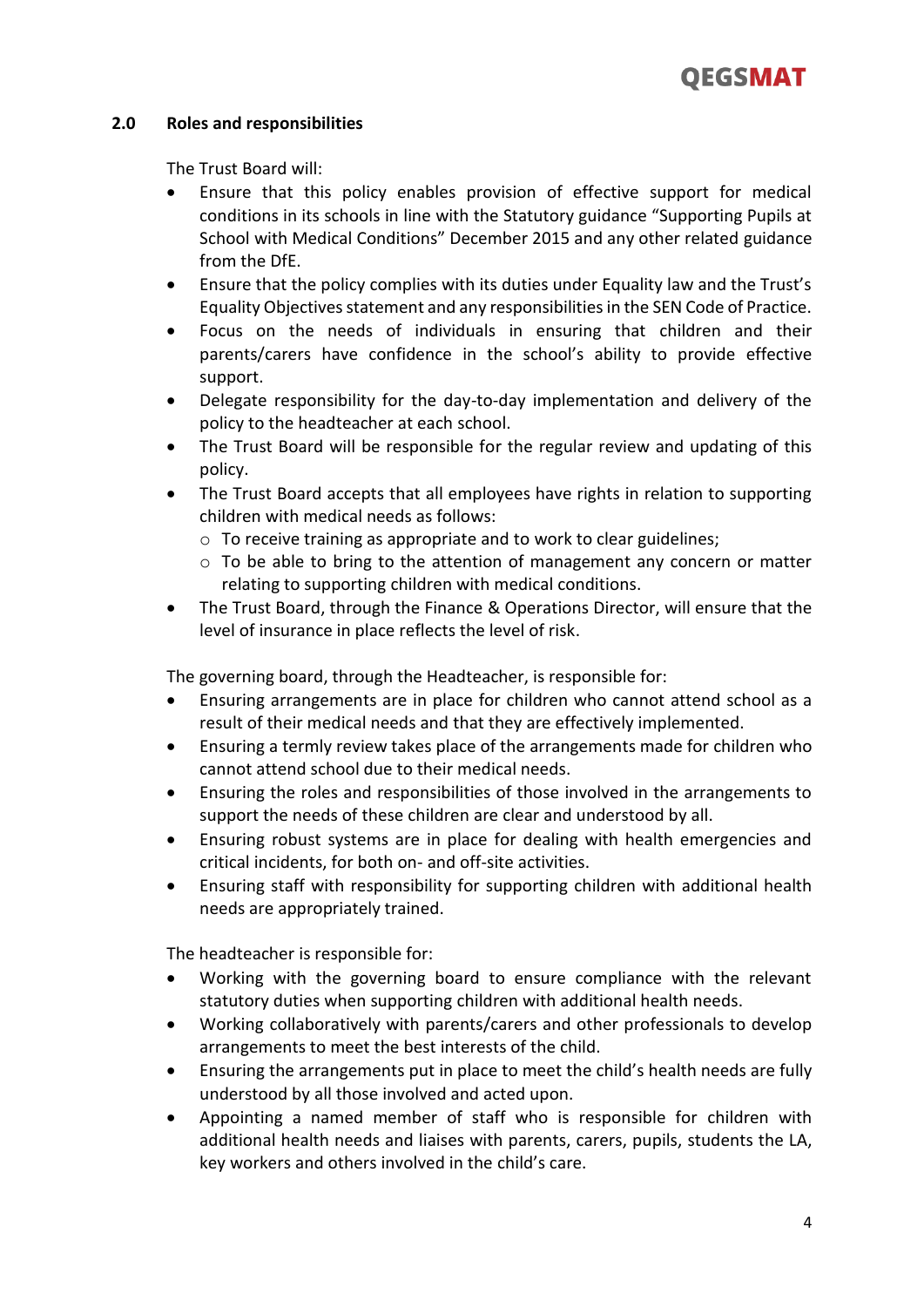## 2.0 Roles and responsibilities

The Trust Board will:

- Ensure that this policy enables provision of effective support for medical conditions in its schools in line with the Statutory guidance "Supporting Pupils at School with Medical Conditions" December 2015 and any other related guidance from the DfE.
- Ensure that the policy complies with its duties under Equality law and the Trust's Equality Objectives statement and any responsibilities in the SEN Code of Practice.
- Focus on the needs of individuals in ensuring that children and their parents/carers have confidence in the school's ability to provide effective support.
- Delegate responsibility for the day-to-day implementation and delivery of the policy to the headteacher at each school.
- The Trust Board will be responsible for the regular review and updating of this policy.
- The Trust Board accepts that all employees have rights in relation to supporting children with medical needs as follows:
  - To receive training as appropriate and to work to clear guidelines;
  - To be able to bring to the attention of management any concern or matter relating to supporting children with medical conditions.
- The Trust Board, through the Finance & Operations Director, will ensure that the level of insurance in place reflects the level of risk.

The governing board, through the Headteacher, is responsible for:

- Ensuring arrangements are in place for children who cannot attend school as a result of their medical needs and that they are effectively implemented.
- Ensuring a termly review takes place of the arrangements made for children who cannot attend school due to their medical needs.
- Ensuring the roles and responsibilities of those involved in the arrangements to support the needs of these children are clear and understood by all.
- Ensuring robust systems are in place for dealing with health emergencies and critical incidents, for both on- and off-site activities.
- Ensuring staff with responsibility for supporting children with additional health needs are appropriately trained.

The headteacher is responsible for:

- Working with the governing board to ensure compliance with the relevant statutory duties when supporting children with additional health needs.
- Working collaboratively with parents/carers and other professionals to develop arrangements to meet the best interests of the child.
- Ensuring the arrangements put in place to meet the child's health needs are fully understood by all those involved and acted upon.
- Appointing a named member of staff who is responsible for children with additional health needs and liaises with parents, carers, pupils, students the LA, key workers and others involved in the child's care.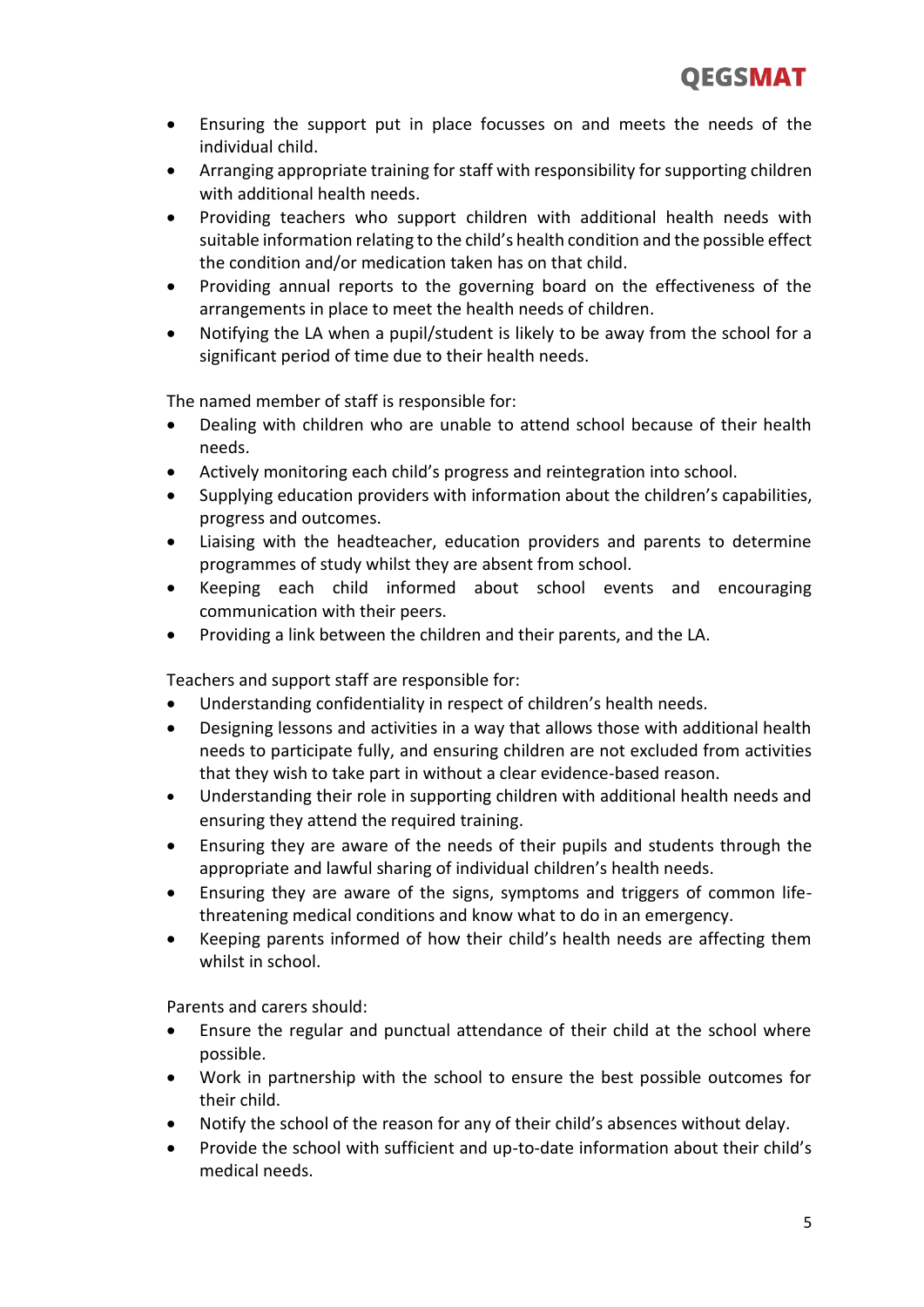- Ensuring the support put in place focusses on and meets the needs of the individual child.
- Arranging appropriate training for staff with responsibility for supporting children with additional health needs.
- Providing teachers who support children with additional health needs with suitable information relating to the child's health condition and the possible effect the condition and/or medication taken has on that child.
- Providing annual reports to the governing board on the effectiveness of the arrangements in place to meet the health needs of children.
- Notifying the LA when a pupil/student is likely to be away from the school for a significant period of time due to their health needs.

The named member of staff is responsible for:

- Dealing with children who are unable to attend school because of their health needs.
- Actively monitoring each child's progress and reintegration into school.
- Supplying education providers with information about the children's capabilities, progress and outcomes.
- Liaising with the headteacher, education providers and parents to determine programmes of study whilst they are absent from school.
- Keeping each child informed about school events and encouraging communication with their peers.
- Providing a link between the children and their parents, and the LA.

Teachers and support staff are responsible for:

- Understanding confidentiality in respect of children's health needs.
- Designing lessons and activities in a way that allows those with additional health needs to participate fully, and ensuring children are not excluded from activities that they wish to take part in without a clear evidence-based reason.
- Understanding their role in supporting children with additional health needs and ensuring they attend the required training.
- Ensuring they are aware of the needs of their pupils and students through the appropriate and lawful sharing of individual children's health needs.
- Ensuring they are aware of the signs, symptoms and triggers of common life-threatening medical conditions and know what to do in an emergency.
- Keeping parents informed of how their child's health needs are affecting them whilst in school.

Parents and carers should:

- Ensure the regular and punctual attendance of their child at the school where possible.
- Work in partnership with the school to ensure the best possible outcomes for their child.
- Notify the school of the reason for any of their child's absences without delay.
- Provide the school with sufficient and up-to-date information about their child's medical needs.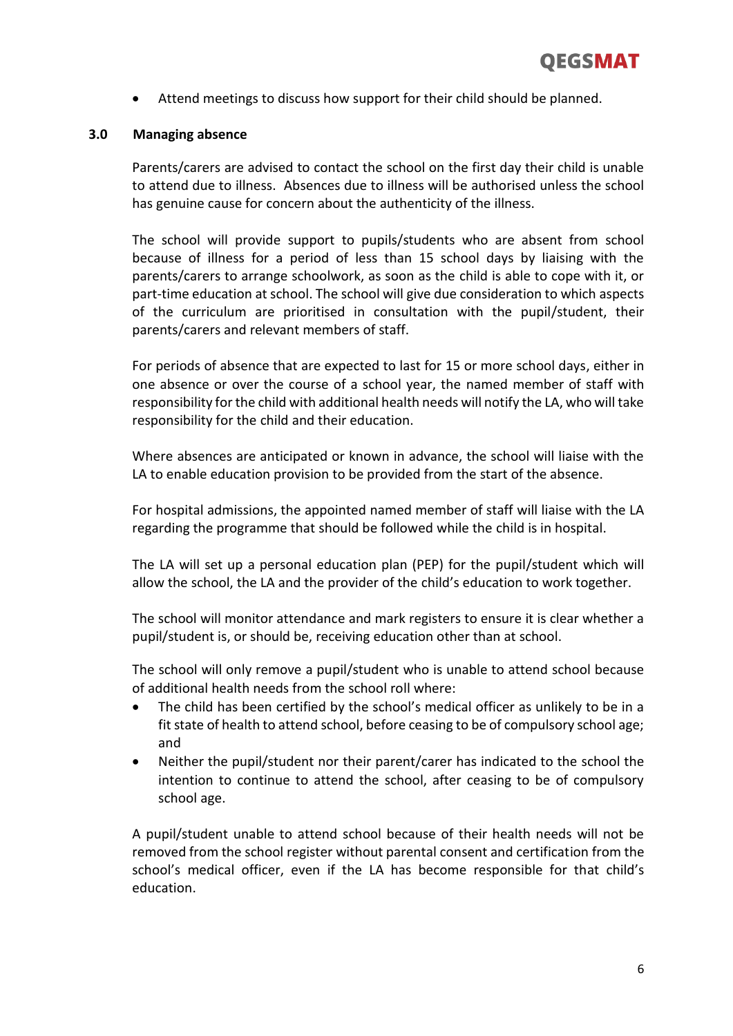- Attend meetings to discuss how support for their child should be planned.

## 3.0 Managing absence

Parents/carers are advised to contact the school on the first day their child is unable to attend due to illness. Absences due to illness will be authorised unless the school has genuine cause for concern about the authenticity of the illness.

The school will provide support to pupils/students who are absent from school because of illness for a period of less than 15 school days by liaising with the parents/carers to arrange schoolwork, as soon as the child is able to cope with it, or part-time education at school. The school will give due consideration to which aspects of the curriculum are prioritised in consultation with the pupil/student, their parents/carers and relevant members of staff.

For periods of absence that are expected to last for 15 or more school days, either in one absence or over the course of a school year, the named member of staff with responsibility for the child with additional health needs will notify the LA, who will take responsibility for the child and their education.

Where absences are anticipated or known in advance, the school will liaise with the LA to enable education provision to be provided from the start of the absence.

For hospital admissions, the appointed named member of staff will liaise with the LA regarding the programme that should be followed while the child is in hospital.

The LA will set up a personal education plan (PEP) for the pupil/student which will allow the school, the LA and the provider of the child's education to work together.

The school will monitor attendance and mark registers to ensure it is clear whether a pupil/student is, or should be, receiving education other than at school.

The school will only remove a pupil/student who is unable to attend school because of additional health needs from the school roll where:

- The child has been certified by the school's medical officer as unlikely to be in a fit state of health to attend school, before ceasing to be of compulsory school age; and
- Neither the pupil/student nor their parent/carer has indicated to the school the intention to continue to attend the school, after ceasing to be of compulsory school age.

A pupil/student unable to attend school because of their health needs will not be removed from the school register without parental consent and certification from the school's medical officer, even if the LA has become responsible for that child's education.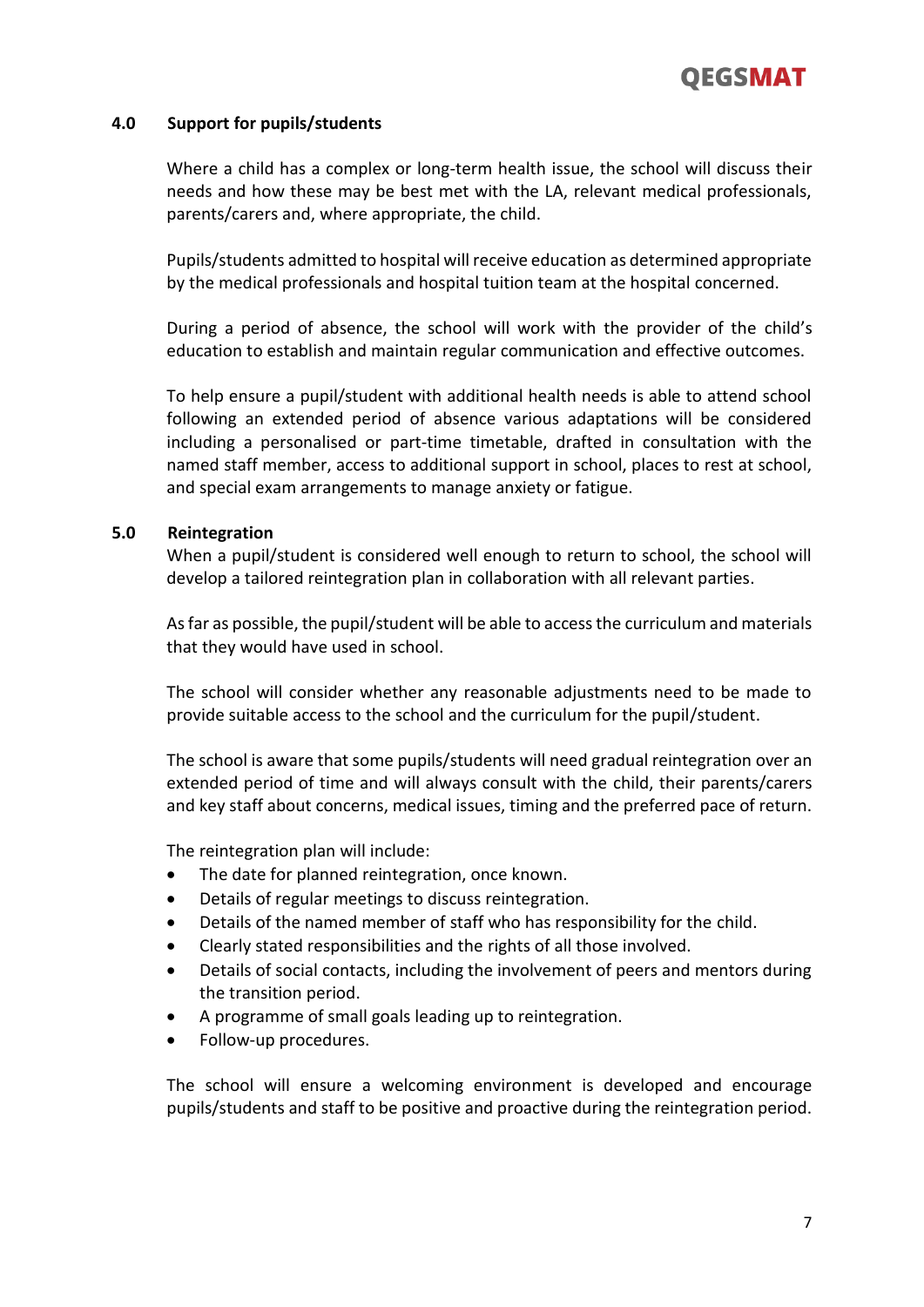## 4.0 Support for pupils/students

Where a child has a complex or long-term health issue, the school will discuss their needs and how these may be best met with the LA, relevant medical professionals, parents/carers and, where appropriate, the child.

Pupils/students admitted to hospital will receive education as determined appropriate by the medical professionals and hospital tuition team at the hospital concerned.

During a period of absence, the school will work with the provider of the child's education to establish and maintain regular communication and effective outcomes.

To help ensure a pupil/student with additional health needs is able to attend school following an extended period of absence various adaptations will be considered including a personalised or part-time timetable, drafted in consultation with the named staff member, access to additional support in school, places to rest at school, and special exam arrangements to manage anxiety or fatigue.

## 5.0 Reintegration

When a pupil/student is considered well enough to return to school, the school will develop a tailored reintegration plan in collaboration with all relevant parties.

As far as possible, the pupil/student will be able to access the curriculum and materials that they would have used in school.

The school will consider whether any reasonable adjustments need to be made to provide suitable access to the school and the curriculum for the pupil/student.

The school is aware that some pupils/students will need gradual reintegration over an extended period of time and will always consult with the child, their parents/carers and key staff about concerns, medical issues, timing and the preferred pace of return.

The reintegration plan will include:

- The date for planned reintegration, once known.
- Details of regular meetings to discuss reintegration.
- Details of the named member of staff who has responsibility for the child.
- Clearly stated responsibilities and the rights of all those involved.
- Details of social contacts, including the involvement of peers and mentors during the transition period.
- A programme of small goals leading up to reintegration.
- Follow-up procedures.

The school will ensure a welcoming environment is developed and encourage pupils/students and staff to be positive and proactive during the reintegration period.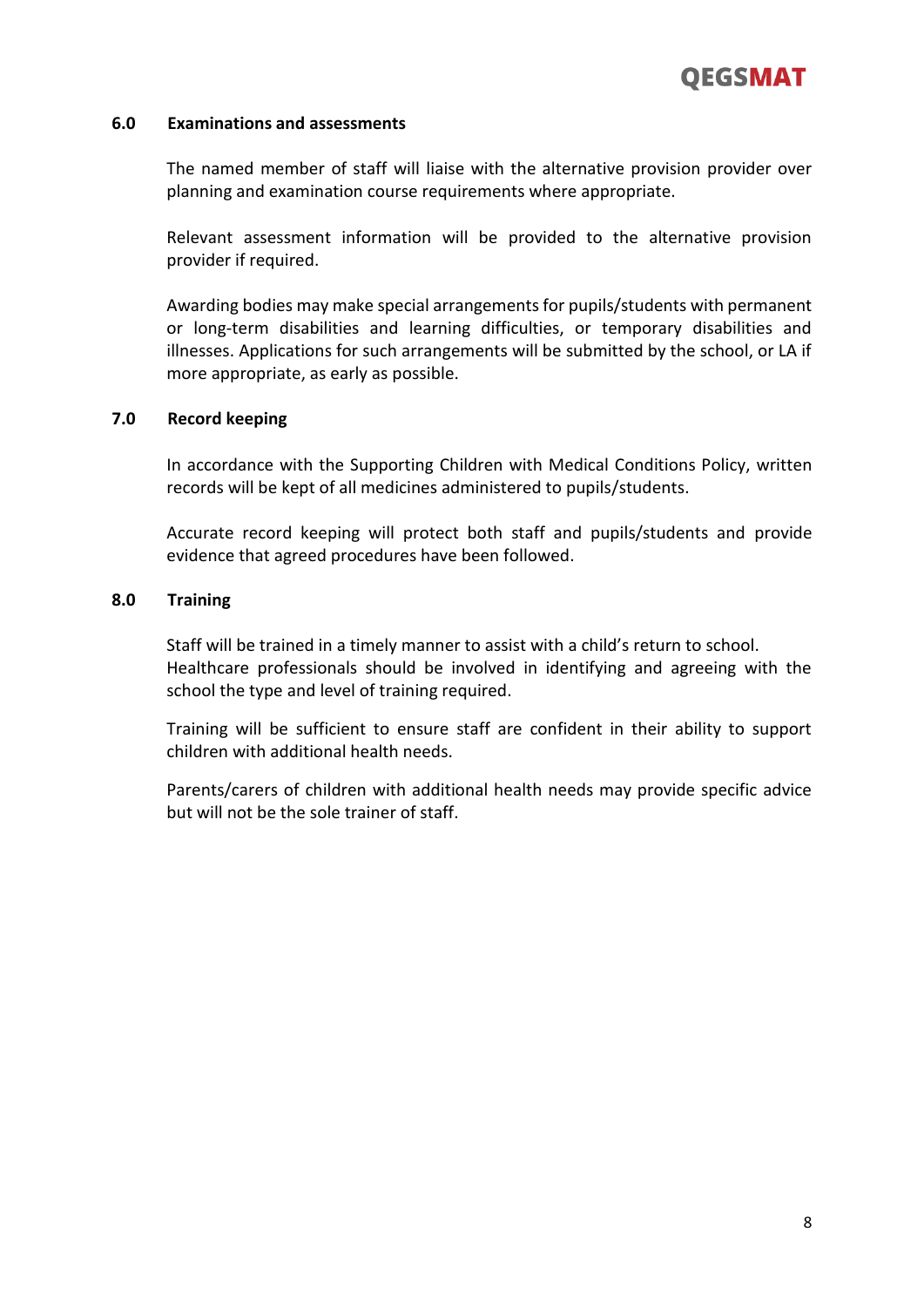## 6.0 Examinations and assessments

The named member of staff will liaise with the alternative provision provider over planning and examination course requirements where appropriate.

Relevant assessment information will be provided to the alternative provision provider if required.

Awarding bodies may make special arrangements for pupils/students with permanent or long-term disabilities and learning difficulties, or temporary disabilities and illnesses. Applications for such arrangements will be submitted by the school, or LA if more appropriate, as early as possible.

## 7.0 Record keeping

In accordance with the Supporting Children with Medical Conditions Policy, written records will be kept of all medicines administered to pupils/students.

Accurate record keeping will protect both staff and pupils/students and provide evidence that agreed procedures have been followed.

## 8.0 Training

Staff will be trained in a timely manner to assist with a child's return to school. Healthcare professionals should be involved in identifying and agreeing with the school the type and level of training required.

Training will be sufficient to ensure staff are confident in their ability to support children with additional health needs.

Parents/carers of children with additional health needs may provide specific advice but will not be the sole trainer of staff.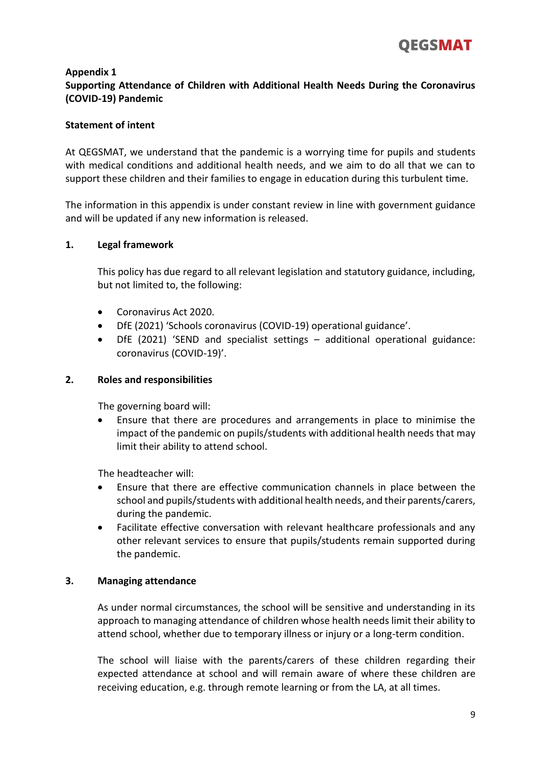**Appendix 1**

**Supporting Attendance of Children with Additional Health Needs During the Coronavirus (COVID-19) Pandemic**

**Statement of intent**

At QEGSMAT, we understand that the pandemic is a worrying time for pupils and students with medical conditions and additional health needs, and we aim to do all that we can to support these children and their families to engage in education during this turbulent time.

The information in this appendix is under constant review in line with government guidance and will be updated if any new information is released.

## 1. Legal framework

This policy has due regard to all relevant legislation and statutory guidance, including, but not limited to, the following:

- Coronavirus Act 2020.
- DfE (2021) 'Schools coronavirus (COVID-19) operational guidance'.
- DfE (2021) 'SEND and specialist settings – additional operational guidance: coronavirus (COVID-19)'.

## 2. Roles and responsibilities

The governing board will:

- Ensure that there are procedures and arrangements in place to minimise the impact of the pandemic on pupils/students with additional health needs that may limit their ability to attend school.

The headteacher will:

- Ensure that there are effective communication channels in place between the school and pupils/students with additional health needs, and their parents/carers, during the pandemic.
- Facilitate effective conversation with relevant healthcare professionals and any other relevant services to ensure that pupils/students remain supported during the pandemic.

## 3. Managing attendance

As under normal circumstances, the school will be sensitive and understanding in its approach to managing attendance of children whose health needs limit their ability to attend school, whether due to temporary illness or injury or a long-term condition.

The school will liaise with the parents/carers of these children regarding their expected attendance at school and will remain aware of where these children are receiving education, e.g. through remote learning or from the LA, at all times.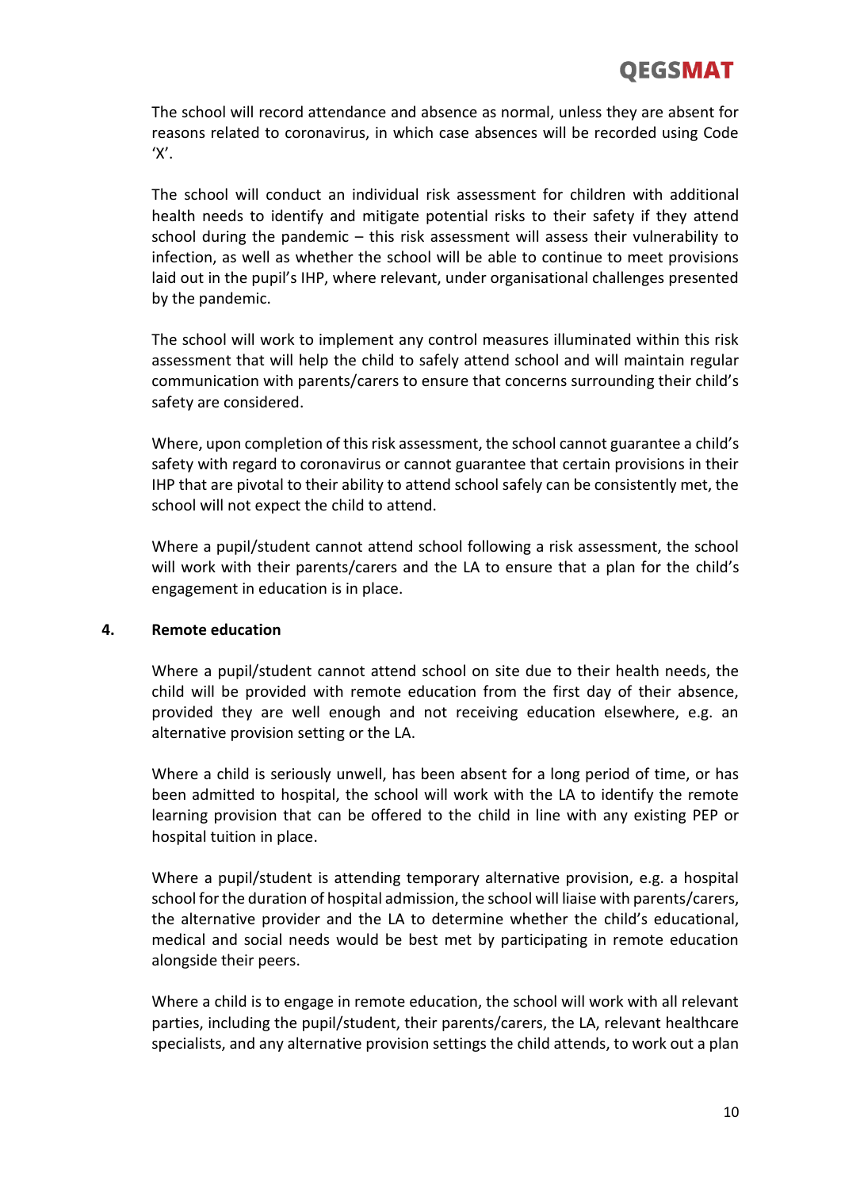The school will record attendance and absence as normal, unless they are absent for reasons related to coronavirus, in which case absences will be recorded using Code 'X'.

The school will conduct an individual risk assessment for children with additional health needs to identify and mitigate potential risks to their safety if they attend school during the pandemic – this risk assessment will assess their vulnerability to infection, as well as whether the school will be able to continue to meet provisions laid out in the pupil's IHP, where relevant, under organisational challenges presented by the pandemic.

The school will work to implement any control measures illuminated within this risk assessment that will help the child to safely attend school and will maintain regular communication with parents/carers to ensure that concerns surrounding their child's safety are considered.

Where, upon completion of this risk assessment, the school cannot guarantee a child's safety with regard to coronavirus or cannot guarantee that certain provisions in their IHP that are pivotal to their ability to attend school safely can be consistently met, the school will not expect the child to attend.

Where a pupil/student cannot attend school following a risk assessment, the school will work with their parents/carers and the LA to ensure that a plan for the child's engagement in education is in place.

## 4. Remote education

Where a pupil/student cannot attend school on site due to their health needs, the child will be provided with remote education from the first day of their absence, provided they are well enough and not receiving education elsewhere, e.g. an alternative provision setting or the LA.

Where a child is seriously unwell, has been absent for a long period of time, or has been admitted to hospital, the school will work with the LA to identify the remote learning provision that can be offered to the child in line with any existing PEP or hospital tuition in place.

Where a pupil/student is attending temporary alternative provision, e.g. a hospital school for the duration of hospital admission, the school will liaise with parents/carers, the alternative provider and the LA to determine whether the child's educational, medical and social needs would be best met by participating in remote education alongside their peers.

Where a child is to engage in remote education, the school will work with all relevant parties, including the pupil/student, their parents/carers, the LA, relevant healthcare specialists, and any alternative provision settings the child attends, to work out a plan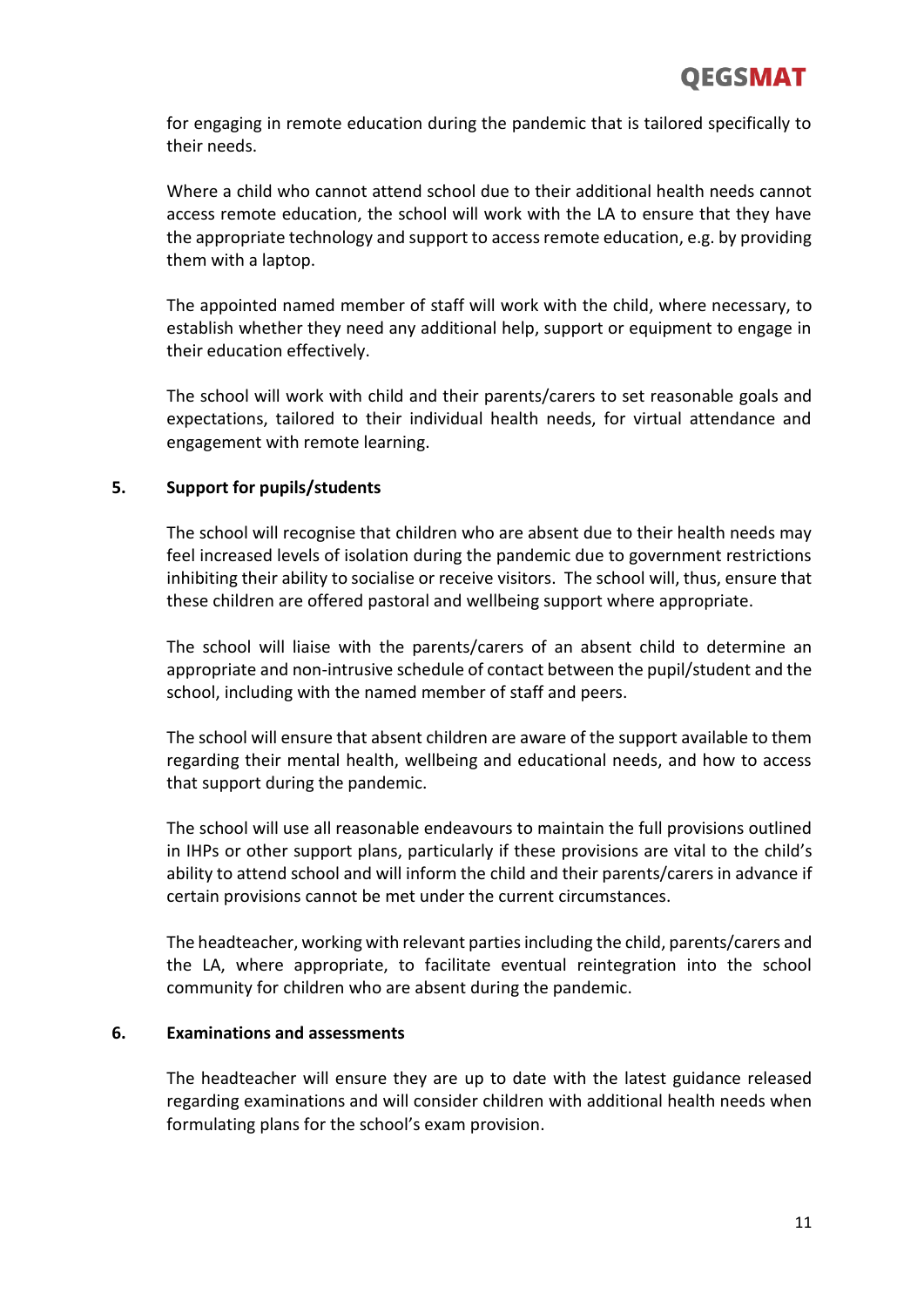for engaging in remote education during the pandemic that is tailored specifically to their needs.

Where a child who cannot attend school due to their additional health needs cannot access remote education, the school will work with the LA to ensure that they have the appropriate technology and support to access remote education, e.g. by providing them with a laptop.

The appointed named member of staff will work with the child, where necessary, to establish whether they need any additional help, support or equipment to engage in their education effectively.

The school will work with child and their parents/carers to set reasonable goals and expectations, tailored to their individual health needs, for virtual attendance and engagement with remote learning.

## 5. Support for pupils/students

The school will recognise that children who are absent due to their health needs may feel increased levels of isolation during the pandemic due to government restrictions inhibiting their ability to socialise or receive visitors. The school will, thus, ensure that these children are offered pastoral and wellbeing support where appropriate.

The school will liaise with the parents/carers of an absent child to determine an appropriate and non-intrusive schedule of contact between the pupil/student and the school, including with the named member of staff and peers.

The school will ensure that absent children are aware of the support available to them regarding their mental health, wellbeing and educational needs, and how to access that support during the pandemic.

The school will use all reasonable endeavours to maintain the full provisions outlined in IHPs or other support plans, particularly if these provisions are vital to the child's ability to attend school and will inform the child and their parents/carers in advance if certain provisions cannot be met under the current circumstances.

The headteacher, working with relevant parties including the child, parents/carers and the LA, where appropriate, to facilitate eventual reintegration into the school community for children who are absent during the pandemic.

## 6. Examinations and assessments

The headteacher will ensure they are up to date with the latest guidance released regarding examinations and will consider children with additional health needs when formulating plans for the school's exam provision.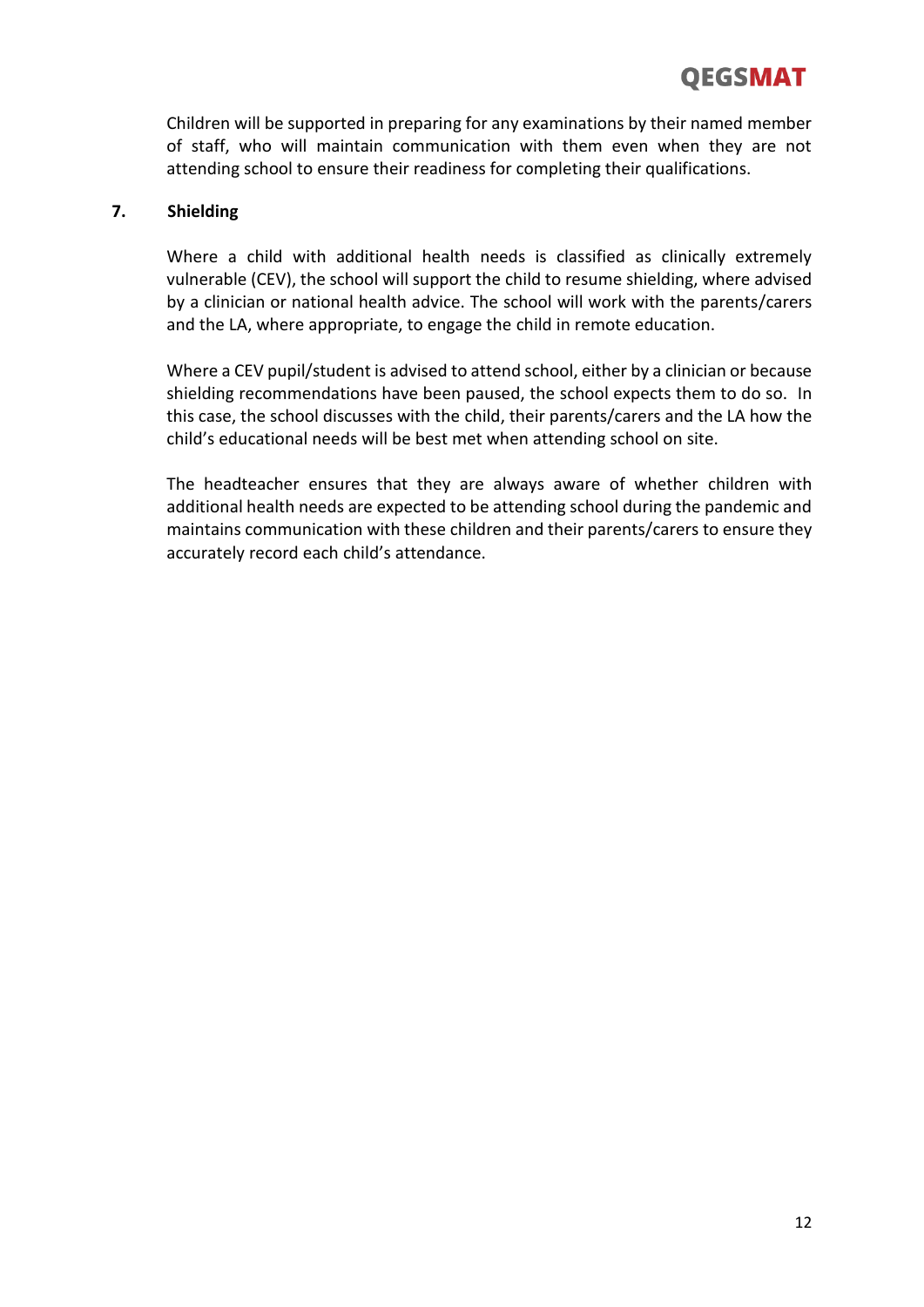Children will be supported in preparing for any examinations by their named member of staff, who will maintain communication with them even when they are not attending school to ensure their readiness for completing their qualifications.

## 7. Shielding

Where a child with additional health needs is classified as clinically extremely vulnerable (CEV), the school will support the child to resume shielding, where advised by a clinician or national health advice. The school will work with the parents/carers and the LA, where appropriate, to engage the child in remote education.

Where a CEV pupil/student is advised to attend school, either by a clinician or because shielding recommendations have been paused, the school expects them to do so. In this case, the school discusses with the child, their parents/carers and the LA how the child's educational needs will be best met when attending school on site.

The headteacher ensures that they are always aware of whether children with additional health needs are expected to be attending school during the pandemic and maintains communication with these children and their parents/carers to ensure they accurately record each child's attendance.